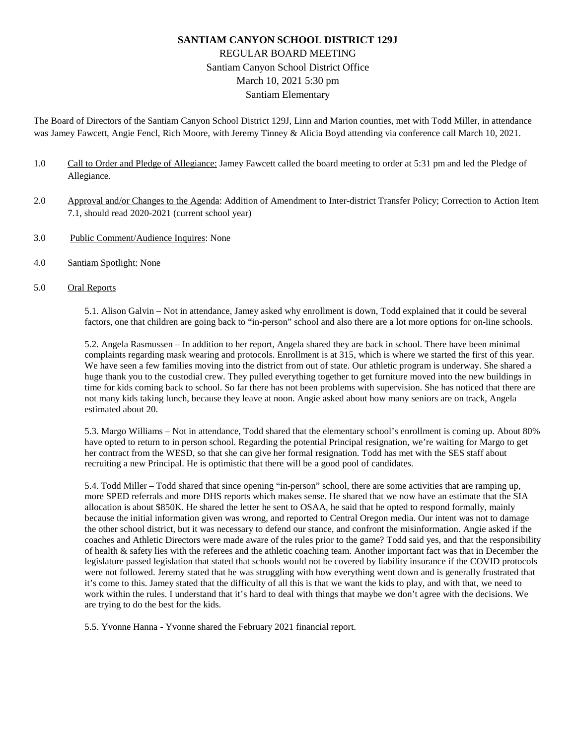# SANTIAM CANYON SCHOOL DISTRICT 129J

REGULAR BOARD MEETING
Santiam Canyon School District Office
March 10, 2021 5:30 pm
Santiam Elementary

The Board of Directors of the Santiam Canyon School District 129J, Linn and Marion counties, met with Todd Miller, in attendance was Jamey Fawcett, Angie Fencl, Rich Moore, with Jeremy Tinney & Alicia Boyd attending via conference call March 10, 2021.

1.0 Call to Order and Pledge of Allegiance: Jamey Fawcett called the board meeting to order at 5:31 pm and led the Pledge of Allegiance.

2.0 Approval and/or Changes to the Agenda: Addition of Amendment to Inter-district Transfer Policy; Correction to Action Item 7.1, should read 2020-2021 (current school year)

3.0 Public Comment/Audience Inquires: None

4.0 Santiam Spotlight: None

5.0 Oral Reports

5.1. Alison Galvin – Not in attendance, Jamey asked why enrollment is down, Todd explained that it could be several factors, one that children are going back to "in-person" school and also there are a lot more options for on-line schools.

5.2. Angela Rasmussen – In addition to her report, Angela shared they are back in school. There have been minimal complaints regarding mask wearing and protocols. Enrollment is at 315, which is where we started the first of this year. We have seen a few families moving into the district from out of state. Our athletic program is underway. She shared a huge thank you to the custodial crew. They pulled everything together to get furniture moved into the new buildings in time for kids coming back to school. So far there has not been problems with supervision. She has noticed that there are not many kids taking lunch, because they leave at noon. Angie asked about how many seniors are on track, Angela estimated about 20.

5.3. Margo Williams – Not in attendance, Todd shared that the elementary school's enrollment is coming up. About 80% have opted to return to in person school. Regarding the potential Principal resignation, we're waiting for Margo to get her contract from the WESD, so that she can give her formal resignation. Todd has met with the SES staff about recruiting a new Principal. He is optimistic that there will be a good pool of candidates.

5.4. Todd Miller – Todd shared that since opening "in-person" school, there are some activities that are ramping up, more SPED referrals and more DHS reports which makes sense. He shared that we now have an estimate that the SIA allocation is about $850K. He shared the letter he sent to OSAA, he said that he opted to respond formally, mainly because the initial information given was wrong, and reported to Central Oregon media. Our intent was not to damage the other school district, but it was necessary to defend our stance, and confront the misinformation. Angie asked if the coaches and Athletic Directors were made aware of the rules prior to the game? Todd said yes, and that the responsibility of health & safety lies with the referees and the athletic coaching team. Another important fact was that in December the legislature passed legislation that stated that schools would not be covered by liability insurance if the COVID protocols were not followed. Jeremy stated that he was struggling with how everything went down and is generally frustrated that it's come to this. Jamey stated that the difficulty of all this is that we want the kids to play, and with that, we need to work within the rules. I understand that it's hard to deal with things that maybe we don't agree with the decisions. We are trying to do the best for the kids.

5.5. Yvonne Hanna - Yvonne shared the February 2021 financial report.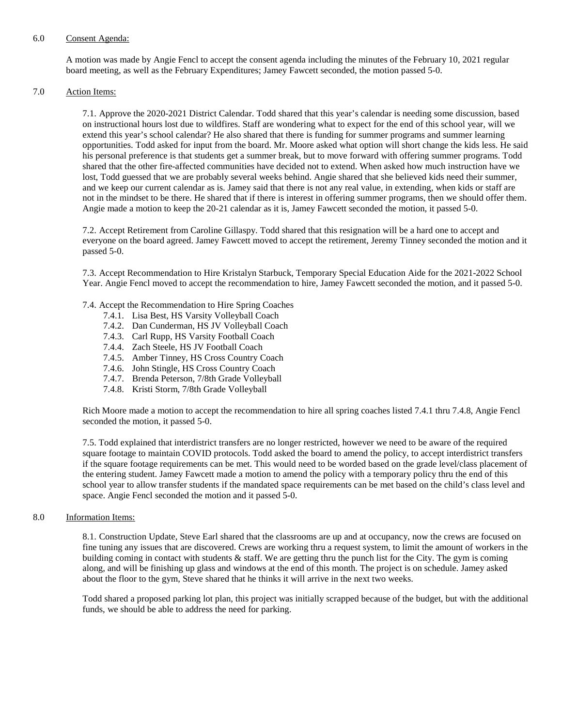6.0 Consent Agenda:

A motion was made by Angie Fencl to accept the consent agenda including the minutes of the February 10, 2021 regular board meeting, as well as the February Expenditures; Jamey Fawcett seconded, the motion passed 5-0.

7.0 Action Items:

7.1. Approve the 2020-2021 District Calendar. Todd shared that this year's calendar is needing some discussion, based on instructional hours lost due to wildfires. Staff are wondering what to expect for the end of this school year, will we extend this year's school calendar? He also shared that there is funding for summer programs and summer learning opportunities. Todd asked for input from the board. Mr. Moore asked what option will short change the kids less. He said his personal preference is that students get a summer break, but to move forward with offering summer programs. Todd shared that the other fire-affected communities have decided not to extend. When asked how much instruction have we lost, Todd guessed that we are probably several weeks behind. Angie shared that she believed kids need their summer, and we keep our current calendar as is. Jamey said that there is not any real value, in extending, when kids or staff are not in the mindset to be there. He shared that if there is interest in offering summer programs, then we should offer them. Angie made a motion to keep the 20-21 calendar as it is, Jamey Fawcett seconded the motion, it passed 5-0.

7.2. Accept Retirement from Caroline Gillaspy. Todd shared that this resignation will be a hard one to accept and everyone on the board agreed. Jamey Fawcett moved to accept the retirement, Jeremy Tinney seconded the motion and it passed 5-0.

7.3. Accept Recommendation to Hire Kristalyn Starbuck, Temporary Special Education Aide for the 2021-2022 School Year. Angie Fencl moved to accept the recommendation to hire, Jamey Fawcett seconded the motion, and it passed 5-0.

7.4. Accept the Recommendation to Hire Spring Coaches

- 7.4.1. Lisa Best, HS Varsity Volleyball Coach
- 7.4.2. Dan Cunderman, HS JV Volleyball Coach
- 7.4.3. Carl Rupp, HS Varsity Football Coach
- 7.4.4. Zach Steele, HS JV Football Coach
- 7.4.5. Amber Tinney, HS Cross Country Coach
- 7.4.6. John Stingle, HS Cross Country Coach
- 7.4.7. Brenda Peterson, 7/8th Grade Volleyball
- 7.4.8. Kristi Storm, 7/8th Grade Volleyball

Rich Moore made a motion to accept the recommendation to hire all spring coaches listed 7.4.1 thru 7.4.8, Angie Fencl seconded the motion, it passed 5-0.

7.5. Todd explained that interdistrict transfers are no longer restricted, however we need to be aware of the required square footage to maintain COVID protocols. Todd asked the board to amend the policy, to accept interdistrict transfers if the square footage requirements can be met. This would need to be worded based on the grade level/class placement of the entering student. Jamey Fawcett made a motion to amend the policy with a temporary policy thru the end of this school year to allow transfer students if the mandated space requirements can be met based on the child's class level and space. Angie Fencl seconded the motion and it passed 5-0.

8.0 Information Items:

8.1. Construction Update, Steve Earl shared that the classrooms are up and at occupancy, now the crews are focused on fine tuning any issues that are discovered. Crews are working thru a request system, to limit the amount of workers in the building coming in contact with students & staff. We are getting thru the punch list for the City. The gym is coming along, and will be finishing up glass and windows at the end of this month. The project is on schedule. Jamey asked about the floor to the gym, Steve shared that he thinks it will arrive in the next two weeks.

Todd shared a proposed parking lot plan, this project was initially scrapped because of the budget, but with the additional funds, we should be able to address the need for parking.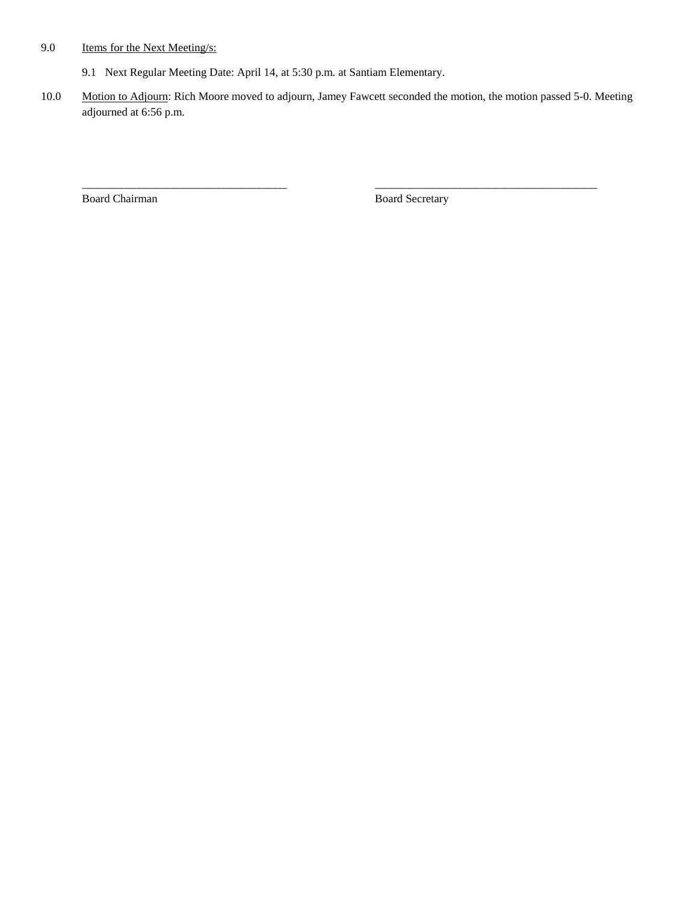9.0 Items for the Next Meeting/s:

9.1 Next Regular Meeting Date: April 14, at 5:30 p.m. at Santiam Elementary.

10.0 Motion to Adjourn: Rich Moore moved to adjourn, Jamey Fawcett seconded the motion, the motion passed 5-0. Meeting adjourned at 6:56 p.m.

\_\_\_\_\_\_\_\_\_\_\_\_\_\_\_\_\_\_\_\_\_\_\_\_\_\_\_\_\_\_\_\_\_\_\_\_
Board Chairman

\_\_\_\_\_\_\_\_\_\_\_\_\_\_\_\_\_\_\_\_\_\_\_\_\_\_\_\_\_\_\_\_\_\_\_\_\_\_\_\_
Board Secretary